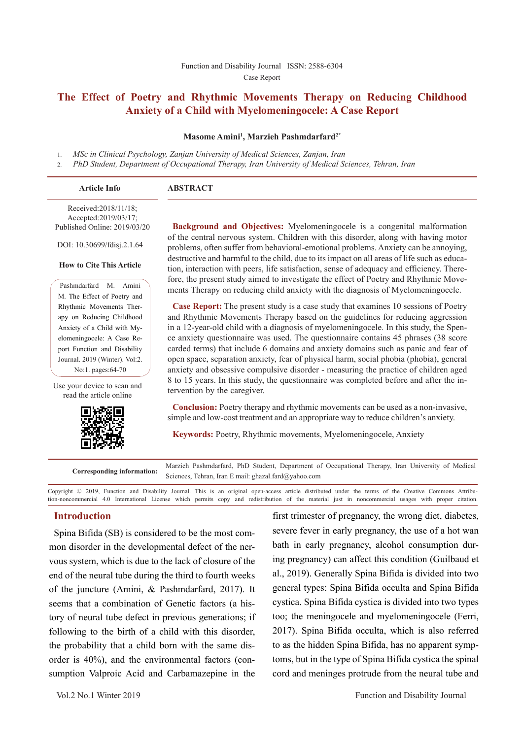Function and Disability Journal ISSN: 2588-6304

Case Report

# The Effect of Poetry and Rhythmic Movements Therapy on Reducing Childhood Anxiety of a Child with Myelomeningocele: A Case Report

**Masome Amini[1], Marzieh Pashmdarfard[2*]**

1. *MSc in Clinical Psychology, Zanjan University of Medical Sciences, Zanjan, Iran*
2. *PhD Student, Department of Occupational Therapy, Iran University of Medical Sciences, Tehran, Iran*

**Article Info**

Received:2018/11/18;
Accepted:2019/03/17;
Published Online: 2019/03/20

DOI: 10.30699/fdisj.2.1.64

**How to Cite This Article**

Pashmdarfard M. Amini M. The Effect of Poetry and Rhythmic Movements Therapy on Reducing Childhood Anxiety of a Child with Myelomeningocele: A Case Report Function and Disability Journal. 2019 (Winter). Vol:2. No:1. pages:64-70

Use your device to scan and read the article online

## ABSTRACT

**Background and Objectives:** Myelomeningocele is a congenital malformation of the central nervous system. Children with this disorder, along with having motor problems, often suffer from behavioral-emotional problems. Anxiety can be annoying, destructive and harmful to the child, due to its impact on all areas of life such as education, interaction with peers, life satisfaction, sense of adequacy and efficiency. Therefore, the present study aimed to investigate the effect of Poetry and Rhythmic Movements Therapy on reducing child anxiety with the diagnosis of Myelomeningocele.

**Case Report:** The present study is a case study that examines 10 sessions of Poetry and Rhythmic Movements Therapy based on the guidelines for reducing aggression in a 12-year-old child with a diagnosis of myelomeningocele. In this study, the Spence anxiety questionnaire was used. The questionnaire contains 45 phrases (38 score carded terms) that include 6 domains and anxiety domains such as panic and fear of open space, separation anxiety, fear of physical harm, social phobia (phobia), general anxiety and obsessive compulsive disorder - measuring the practice of children aged 8 to 15 years. In this study, the questionnaire was completed before and after the intervention by the caregiver.

**Conclusion:** Poetry therapy and rhythmic movements can be used as a non-invasive, simple and low-cost treatment and an appropriate way to reduce children's anxiety.

**Keywords:** Poetry, Rhythmic movements, Myelomeningocele, Anxiety

**Corresponding information:** Marzieh Pashmdarfard, PhD Student, Department of Occupational Therapy, Iran University of Medical Sciences, Tehran, Iran E mail: ghazal.fard@yahoo.com

Copyright © 2019, Function and Disability Journal. This is an original open-access article distributed under the terms of the Creative Commons Attribution-noncommercial 4.0 International License which permits copy and redistribution of the material just in noncommercial usages with proper citation.

## Introduction

Spina Bifida (SB) is considered to be the most common disorder in the developmental defect of the nervous system, which is due to the lack of closure of the end of the neural tube during the third to fourth weeks of the juncture (Amini, & Pashmdarfard, 2017). It seems that a combination of Genetic factors (a history of neural tube defect in previous generations; if following to the birth of a child with this disorder, the probability that a child born with the same disorder is 40%), and the environmental factors (consumption Valproic Acid and Carbamazepine in the first trimester of pregnancy, the wrong diet, diabetes, severe fever in early pregnancy, the use of a hot wan bath in early pregnancy, alcohol consumption during pregnancy) can affect this condition (Guilbaud et al., 2019). Generally Spina Bifida is divided into two general types: Spina Bifida occulta and Spina Bifida cystica. Spina Bifida cystica is divided into two types too; the meningocele and myelomeningocele (Ferri, 2017). Spina Bifida occulta, which is also referred to as the hidden Spina Bifida, has no apparent symptoms, but in the type of Spina Bifida cystica the spinal cord and meninges protrude from the neural tube and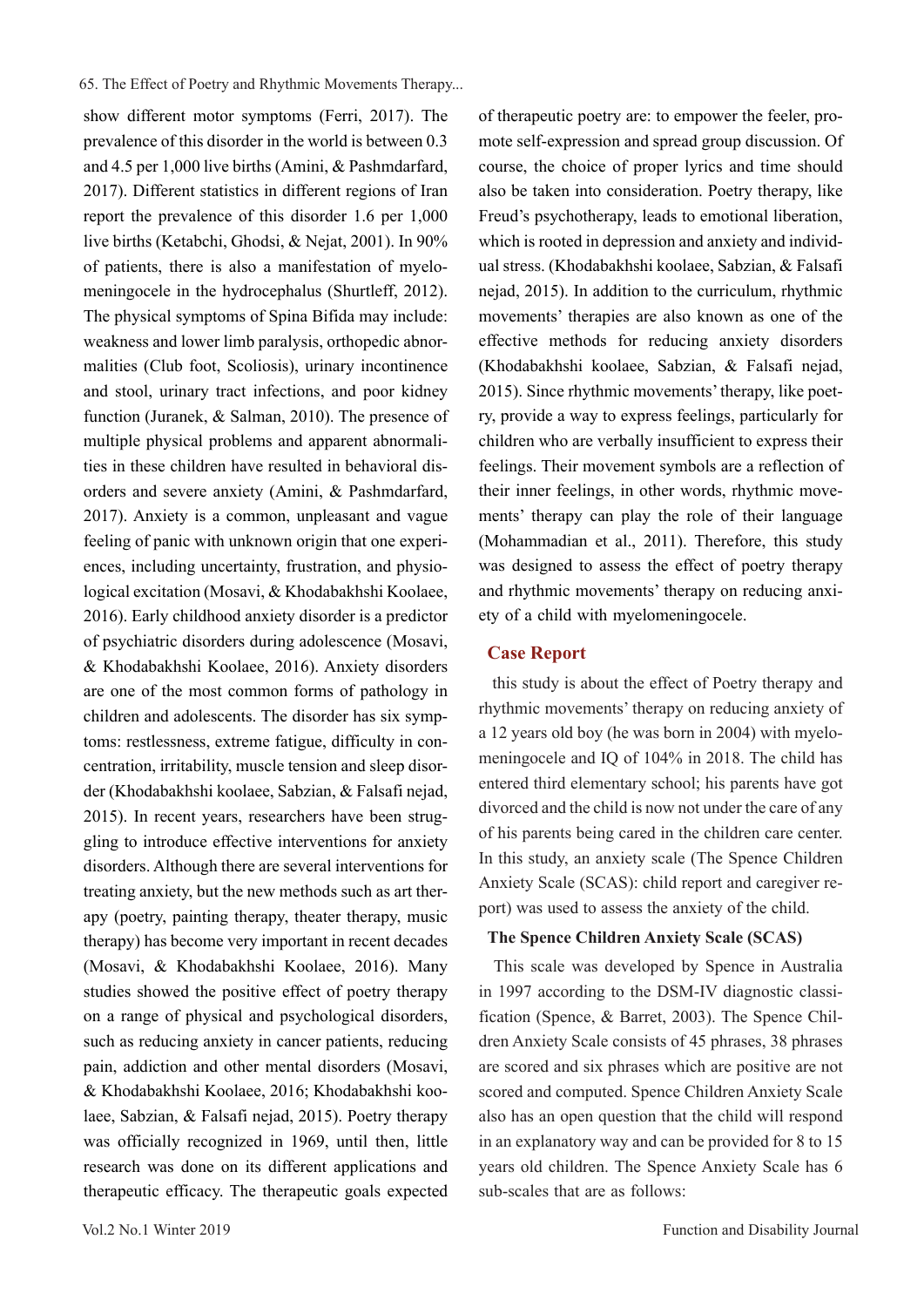show different motor symptoms (Ferri, 2017). The prevalence of this disorder in the world is between 0.3 and 4.5 per 1,000 live births (Amini, & Pashmdarfard, 2017). Different statistics in different regions of Iran report the prevalence of this disorder 1.6 per 1,000 live births (Ketabchi, Ghodsi, & Nejat, 2001). In 90% of patients, there is also a manifestation of myelomeningocele in the hydrocephalus (Shurtleff, 2012). The physical symptoms of Spina Bifida may include: weakness and lower limb paralysis, orthopedic abnormalities (Club foot, Scoliosis), urinary incontinence and stool, urinary tract infections, and poor kidney function (Juranek, & Salman, 2010). The presence of multiple physical problems and apparent abnormalities in these children have resulted in behavioral disorders and severe anxiety (Amini, & Pashmdarfard, 2017). Anxiety is a common, unpleasant and vague feeling of panic with unknown origin that one experiences, including uncertainty, frustration, and physiological excitation (Mosavi, & Khodabakhshi Koolaee, 2016). Early childhood anxiety disorder is a predictor of psychiatric disorders during adolescence (Mosavi, & Khodabakhshi Koolaee, 2016). Anxiety disorders are one of the most common forms of pathology in children and adolescents. The disorder has six symptoms: restlessness, extreme fatigue, difficulty in concentration, irritability, muscle tension and sleep disorder (Khodabakhshi koolaee, Sabzian, & Falsafi nejad, 2015). In recent years, researchers have been struggling to introduce effective interventions for anxiety disorders. Although there are several interventions for treating anxiety, but the new methods such as art therapy (poetry, painting therapy, theater therapy, music therapy) has become very important in recent decades (Mosavi, & Khodabakhshi Koolaee, 2016). Many studies showed the positive effect of poetry therapy on a range of physical and psychological disorders, such as reducing anxiety in cancer patients, reducing pain, addiction and other mental disorders (Mosavi, & Khodabakhshi Koolaee, 2016; Khodabakhshi koolaee, Sabzian, & Falsafi nejad, 2015). Poetry therapy was officially recognized in 1969, until then, little research was done on its different applications and therapeutic efficacy. The therapeutic goals expected of therapeutic poetry are: to empower the feeler, promote self-expression and spread group discussion. Of course, the choice of proper lyrics and time should also be taken into consideration. Poetry therapy, like Freud's psychotherapy, leads to emotional liberation, which is rooted in depression and anxiety and individual stress. (Khodabakhshi koolaee, Sabzian, & Falsafi nejad, 2015). In addition to the curriculum, rhythmic movements' therapies are also known as one of the effective methods for reducing anxiety disorders (Khodabakhshi koolaee, Sabzian, & Falsafi nejad, 2015). Since rhythmic movements' therapy, like poetry, provide a way to express feelings, particularly for children who are verbally insufficient to express their feelings. Their movement symbols are a reflection of their inner feelings, in other words, rhythmic movements' therapy can play the role of their language (Mohammadian et al., 2011). Therefore, this study was designed to assess the effect of poetry therapy and rhythmic movements' therapy on reducing anxiety of a child with myelomeningocele.

## Case Report

this study is about the effect of Poetry therapy and rhythmic movements' therapy on reducing anxiety of a 12 years old boy (he was born in 2004) with myelomeningocele and IQ of 104% in 2018. The child has entered third elementary school; his parents have got divorced and the child is now not under the care of any of his parents being cared in the children care center. In this study, an anxiety scale (The Spence Children Anxiety Scale (SCAS): child report and caregiver report) was used to assess the anxiety of the child.

### The Spence Children Anxiety Scale (SCAS)

This scale was developed by Spence in Australia in 1997 according to the DSM-IV diagnostic classification (Spence, & Barret, 2003). The Spence Children Anxiety Scale consists of 45 phrases, 38 phrases are scored and six phrases which are positive are not scored and computed. Spence Children Anxiety Scale also has an open question that the child will respond in an explanatory way and can be provided for 8 to 15 years old children. The Spence Anxiety Scale has 6 sub-scales that are as follows: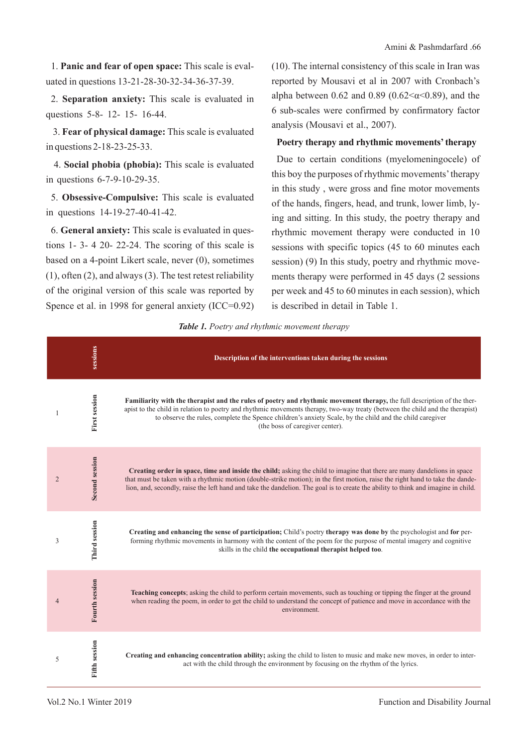1. **Panic and fear of open space:** This scale is evaluated in questions 13-21-28-30-32-34-36-37-39.

2. **Separation anxiety:** This scale is evaluated in questions 5-8- 12- 15- 16-44.

3. **Fear of physical damage:** This scale is evaluated in questions 2-18-23-25-33.

4. **Social phobia (phobia):** This scale is evaluated in questions 6-7-9-10-29-35.

5. **Obsessive-Compulsive:** This scale is evaluated in questions 14-19-27-40-41-42.

6. **General anxiety:** This scale is evaluated in questions 1- 3- 4 20- 22-24. The scoring of this scale is based on a 4-point Likert scale, never (0), sometimes (1), often (2), and always (3). The test retest reliability of the original version of this scale was reported by Spence et al. in 1998 for general anxiety (ICC=0.92) (10). The internal consistency of this scale in Iran was reported by Mousavi et al in 2007 with Cronbach's alpha between 0.62 and 0.89 ($0.62<\alpha<0.89$), and the 6 sub-scales were confirmed by confirmatory factor analysis (Mousavi et al., 2007).

**Poetry therapy and rhythmic movements' therapy**

Due to certain conditions (myelomeningocele) of this boy the purposes of rhythmic movements' therapy in this study , were gross and fine motor movements of the hands, fingers, head, and trunk, lower limb, lying and sitting. In this study, the poetry therapy and rhythmic movement therapy were conducted in 10 sessions with specific topics (45 to 60 minutes each session) (9) In this study, poetry and rhythmic movements therapy were performed in 45 days (2 sessions per week and 45 to 60 minutes in each session), which is described in detail in Table 1.

***Table 1.*** *Poetry and rhythmic movement therapy*

| | sessions | Description of the interventions taken during the sessions |
|---|---|---|
| 1 | First session | **Familiarity with the therapist and the rules of poetry and rhythmic movement therapy,** the full description of the therapist to the child in relation to poetry and rhythmic movements therapy, two-way treaty (between the child and the therapist) to observe the rules, complete the Spence children's anxiety Scale, by the child and the child caregiver (the boss of caregiver center). |
| 2 | Second session | **Creating order in space, time and inside the child;** asking the child to imagine that there are many dandelions in space that must be taken with a rhythmic motion (double-strike motion); in the first motion, raise the right hand to take the dandelion, and, secondly, raise the left hand and take the dandelion. The goal is to create the ability to think and imagine in child. |
| 3 | Third session | **Creating and enhancing the sense of participation;** Child's poetry **therapy was done by** the psychologist and **for** performing rhythmic movements in harmony with the content of the poem for the purpose of mental imagery and cognitive skills in the child **the occupational therapist helped too**. |
| 4 | Fourth session | **Teaching concepts**; asking the child to perform certain movements, such as touching or tipping the finger at the ground when reading the poem, in order to get the child to understand the concept of patience and move in accordance with the environment. |
| 5 | Fifth session | **Creating and enhancing concentration ability;** asking the child to listen to music and make new moves, in order to interact with the child through the environment by focusing on the rhythm of the lyrics. |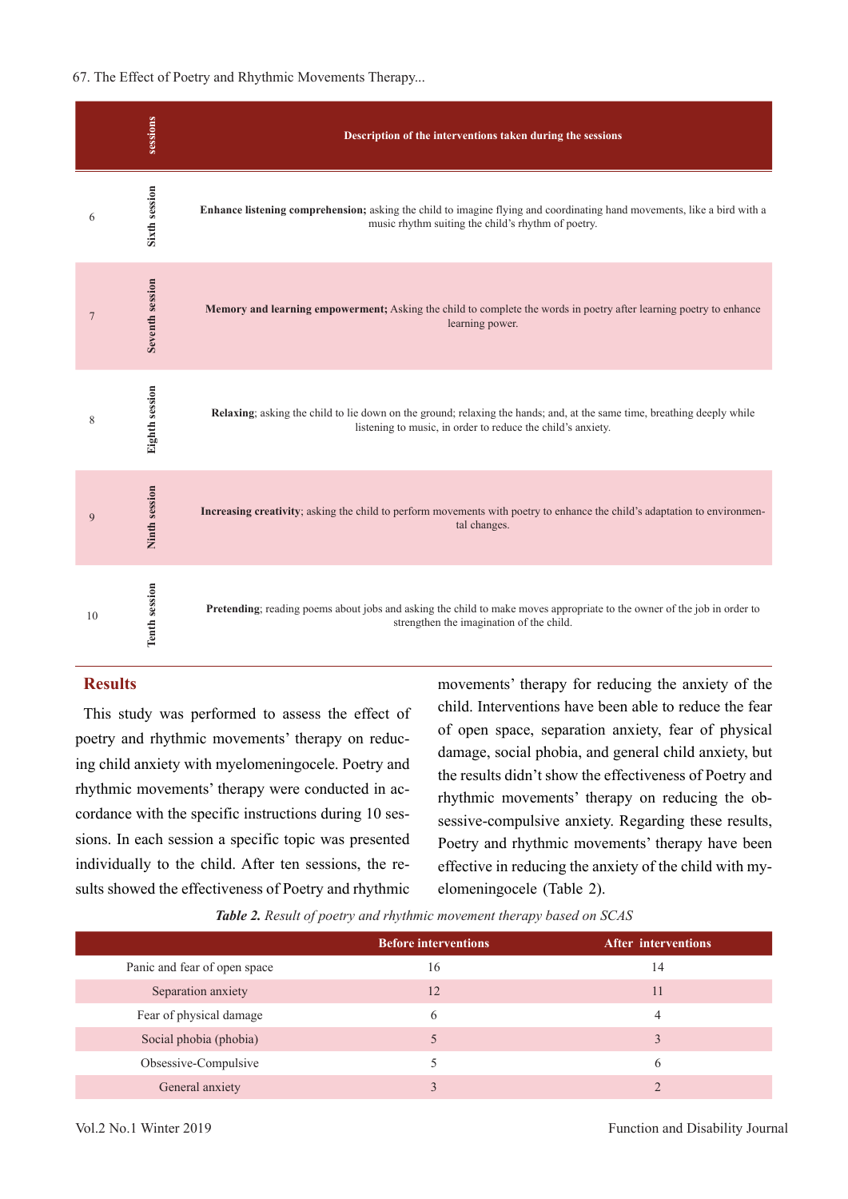| | sessions | Description of the interventions taken during the sessions |
|---|---|---|
| 6 | Sixth session | **Enhance listening comprehension;** asking the child to imagine flying and coordinating hand movements, like a bird with a music rhythm suiting the child's rhythm of poetry. |
| 7 | Seventh session | **Memory and learning empowerment;** Asking the child to complete the words in poetry after learning poetry to enhance learning power. |
| 8 | Eighth session | **Relaxing**; asking the child to lie down on the ground; relaxing the hands; and, at the same time, breathing deeply while listening to music, in order to reduce the child's anxiety. |
| 9 | Ninth session | **Increasing creativity**; asking the child to perform movements with poetry to enhance the child's adaptation to environmental changes. |
| 10 | Tenth session | **Pretending**; reading poems about jobs and asking the child to make moves appropriate to the owner of the job in order to strengthen the imagination of the child. |

## Results

This study was performed to assess the effect of poetry and rhythmic movements' therapy on reducing child anxiety with myelomeningocele. Poetry and rhythmic movements' therapy were conducted in accordance with the specific instructions during 10 sessions. In each session a specific topic was presented individually to the child. After ten sessions, the results showed the effectiveness of Poetry and rhythmic movements' therapy for reducing the anxiety of the child. Interventions have been able to reduce the fear of open space, separation anxiety, fear of physical damage, social phobia, and general child anxiety, but the results didn't show the effectiveness of Poetry and rhythmic movements' therapy on reducing the obsessive-compulsive anxiety. Regarding these results, Poetry and rhythmic movements' therapy have been effective in reducing the anxiety of the child with myelomeningocele (Table 2).

***Table 2.*** *Result of poetry and rhythmic movement therapy based on SCAS*

| | Before interventions | After interventions |
|---|---|---|
| Panic and fear of open space | 16 | 14 |
| Separation anxiety | 12 | 11 |
| Fear of physical damage | 6 | 4 |
| Social phobia (phobia) | 5 | 3 |
| Obsessive-Compulsive | 5 | 6 |
| General anxiety | 3 | 2 |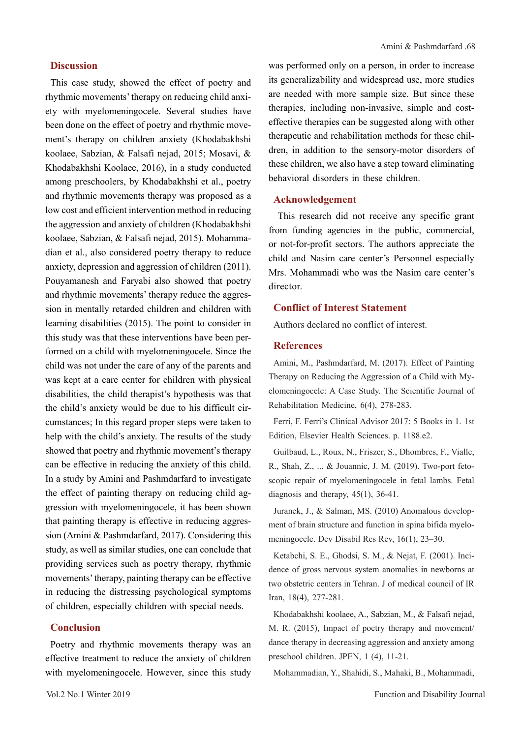## Discussion

This case study, showed the effect of poetry and rhythmic movements' therapy on reducing child anxiety with myelomeningocele. Several studies have been done on the effect of poetry and rhythmic movement's therapy on children anxiety (Khodabakhshi koolaee, Sabzian, & Falsafi nejad, 2015; Mosavi, & Khodabakhshi Koolaee, 2016), in a study conducted among preschoolers, by Khodabakhshi et al., poetry and rhythmic movements therapy was proposed as a low cost and efficient intervention method in reducing the aggression and anxiety of children (Khodabakhshi koolaee, Sabzian, & Falsafi nejad, 2015). Mohammadian et al., also considered poetry therapy to reduce anxiety, depression and aggression of children (2011). Pouyamanesh and Faryabi also showed that poetry and rhythmic movements' therapy reduce the aggression in mentally retarded children and children with learning disabilities (2015). The point to consider in this study was that these interventions have been performed on a child with myelomeningocele. Since the child was not under the care of any of the parents and was kept at a care center for children with physical disabilities, the child therapist's hypothesis was that the child's anxiety would be due to his difficult circumstances; In this regard proper steps were taken to help with the child's anxiety. The results of the study showed that poetry and rhythmic movement's therapy can be effective in reducing the anxiety of this child. In a study by Amini and Pashmdarfard to investigate the effect of painting therapy on reducing child aggression with myelomeningocele, it has been shown that painting therapy is effective in reducing aggression (Amini & Pashmdarfard, 2017). Considering this study, as well as similar studies, one can conclude that providing services such as poetry therapy, rhythmic movements' therapy, painting therapy can be effective in reducing the distressing psychological symptoms of children, especially children with special needs.

## Conclusion

Poetry and rhythmic movements therapy was an effective treatment to reduce the anxiety of children with myelomeningocele. However, since this study was performed only on a person, in order to increase its generalizability and widespread use, more studies are needed with more sample size. But since these therapies, including non-invasive, simple and cost-effective therapies can be suggested along with other therapeutic and rehabilitation methods for these children, in addition to the sensory-motor disorders of these children, we also have a step toward eliminating behavioral disorders in these children.

## Acknowledgement

This research did not receive any specific grant from funding agencies in the public, commercial, or not-for-profit sectors. The authors appreciate the child and Nasim care center's Personnel especially Mrs. Mohammadi who was the Nasim care center's director.

## Conflict of Interest Statement

Authors declared no conflict of interest.

## References

Amini, M., Pashmdarfard, M. (2017). Effect of Painting Therapy on Reducing the Aggression of a Child with Myelomeningocele: A Case Study. The Scientific Journal of Rehabilitation Medicine, 6(4), 278-283.

Ferri, F. Ferri's Clinical Advisor 2017: 5 Books in 1. 1st Edition, Elsevier Health Sciences. p. 1188.e2.

Guilbaud, L., Roux, N., Friszer, S., Dhombres, F., Vialle, R., Shah, Z., ... & Jouannic, J. M. (2019). Two-port fetoscopic repair of myelomeningocele in fetal lambs. Fetal diagnosis and therapy, 45(1), 36-41.

Juranek, J., & Salman, MS. (2010) Anomalous development of brain structure and function in spina bifida myelomeningocele. Dev Disabil Res Rev, 16(1), 23–30.

Ketabchi, S. E., Ghodsi, S. M., & Nejat, F. (2001). Incidence of gross nervous system anomalies in newborns at two obstetric centers in Tehran. J of medical council of IR Iran, 18(4), 277-281.

Khodabakhshi koolaee, A., Sabzian, M., & Falsafi nejad, M. R. (2015), Impact of poetry therapy and movement/dance therapy in decreasing aggression and anxiety among preschool children. JPEN, 1 (4), 11-21.

Mohammadian, Y., Shahidi, S., Mahaki, B., Mohammadi,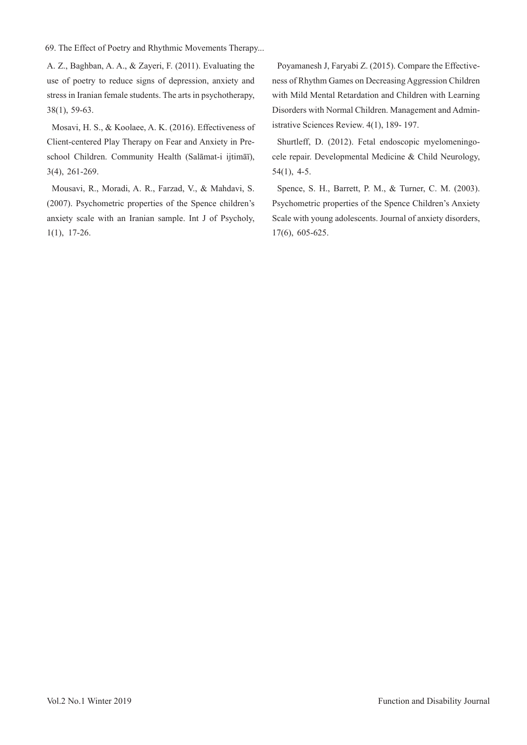A. Z., Baghban, A. A., & Zayeri, F. (2011). Evaluating the use of poetry to reduce signs of depression, anxiety and stress in Iranian female students. The arts in psychotherapy, 38(1), 59-63.

Mosavi, H. S., & Koolaee, A. K. (2016). Effectiveness of Client-centered Play Therapy on Fear and Anxiety in Preschool Children. Community Health (Salāmat-i ijtimāī), 3(4), 261-269.

Mousavi, R., Moradi, A. R., Farzad, V., & Mahdavi, S. (2007). Psychometric properties of the Spence children's anxiety scale with an Iranian sample. Int J of Psycholy, 1(1), 17-26.

Poyamanesh J, Faryabi Z. (2015). Compare the Effectiveness of Rhythm Games on Decreasing Aggression Children with Mild Mental Retardation and Children with Learning Disorders with Normal Children. Management and Administrative Sciences Review. 4(1), 189- 197.

Shurtleff, D. (2012). Fetal endoscopic myelomeningocele repair. Developmental Medicine & Child Neurology, 54(1), 4-5.

Spence, S. H., Barrett, P. M., & Turner, C. M. (2003). Psychometric properties of the Spence Children's Anxiety Scale with young adolescents. Journal of anxiety disorders, 17(6), 605-625.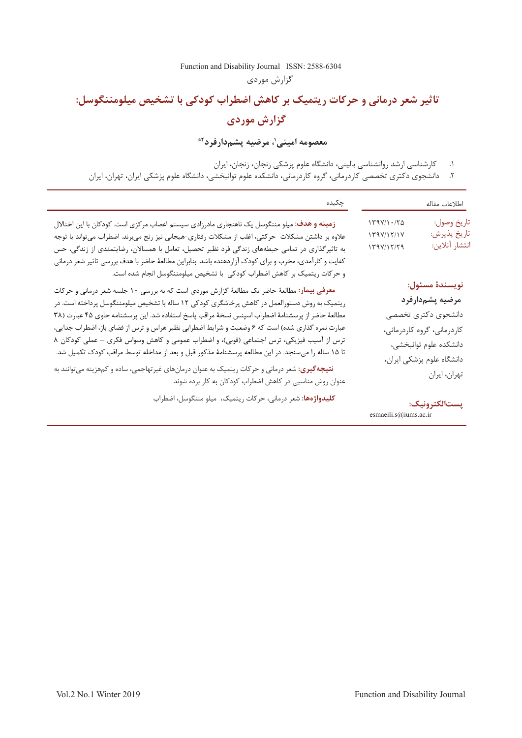گزارش موردی

# تاثیر شعر درمانی و حرکات ریتمیک بر کاهش اضطراب کودکی با تشخیص میلومننگوسل: گزارش موردی

**معصومه امینی[1]، مرضیه پشم‌دارفرد[2*]**

۱. کارشناسی ارشد روانشناسی بالینی، دانشگاه علوم پزشکی زنجان، زنجان، ایران
۲. دانشجوی دکتری تخصصی کاردرمانی، گروه کاردرمانی، دانشکده علوم توانبخشی، دانشگاه علوم پزشکی ایران، تهران، ایران

## اطلاعات مقاله

تاریخ وصول: ۱۳۹۷/۱۰/۲۵
تاریخ پذیرش: ۱۳۹۷/۱۲/۱۷
انتشار آنلاین: ۱۳۹۷/۱۲/۲۹

**نویسندهٔ مسئول:**
**مرضیه پشم‌دارفرد**
دانشجوی دکتری تخصصی کاردرمانی، گروه کاردرمانی، دانشکده علوم توانبخشی، دانشگاه علوم پزشکی ایران، تهران، ایران

**پست‌الکترونیک:**
esmaeili.s@iums.ac.ir

## چکیده

**زمینه و هدف:** میلو مننگوسل یک ناهنجاری مادرزادی سیستم اعصاب مرکزی است. کودکان با این اختلال علاوه بر داشتن مشکلات حرکتی، اغلب از مشکلات رفتاری-هیجانی نیز رنج می‌برند. اضطراب می‌تواند با توجه به تاثیرگذاری در تمامی حیطه‌های زندگی فرد نظیر تحصیل، تعامل با همسالان، رضایتمندی از زندگی، حس کفایت و کارآمدی، مخرب و برای کودک آزاردهنده باشد. بنابراین مطالعهٔ حاضر با هدف بررسی تاثیر شعر درمانی و حرکات ریتمیک بر کاهش اضطراب کودکی با تشخیص میلومننگوسل انجام شده است.

**معرفی بیمار:** مطالعهٔ حاضر یک مطالعهٔ گزارش موردی است که به بررسی ۱۰ جلسه شعر درمانی و حرکات ریتمیک به روش دستورالعمل در کاهش پرخاشگری کودکی ۱۲ ساله با تشخیص میلومننگوسل پرداخته است. در مطالعهٔ حاضر از پرسشنامهٔ اضطراب اسپنس نسخهٔ مراقب پاسخ استفاده شد. این پرسشنامه حاوی ۴۵ عبارت (۳۸ عبارت نمره گذاری شده) است که ۶ وضعیت و شرایط اضطرابی نظیر هراس و ترس از فضای باز، اضطراب جدایی، ترس از آسیب فیزیکی، ترس اجتماعی (فوبی)، و اضطراب عمومی و کاهش وسواس فکری – عملی کودکان ۸ تا ۱۵ ساله را می‌سنجد. در این مطالعه پرسشنامهٔ مذکور قبل و بعد از مداخله توسط مراقب کودک تکمیل شد.

**نتیجه‌گیری:** شعر درمانی و حرکات ریتمیک به عنوان درمان‌های غیرتهاجمی، ساده و کم‌هزینه می‌توانند به عنوان روش مناسبی در کاهش اضطراب کودکان به کار برده شوند.

**کلیدواژه‌ها:** شعر درمانی، حرکات ریتمیک، میلو مننگوسل، اضطراب